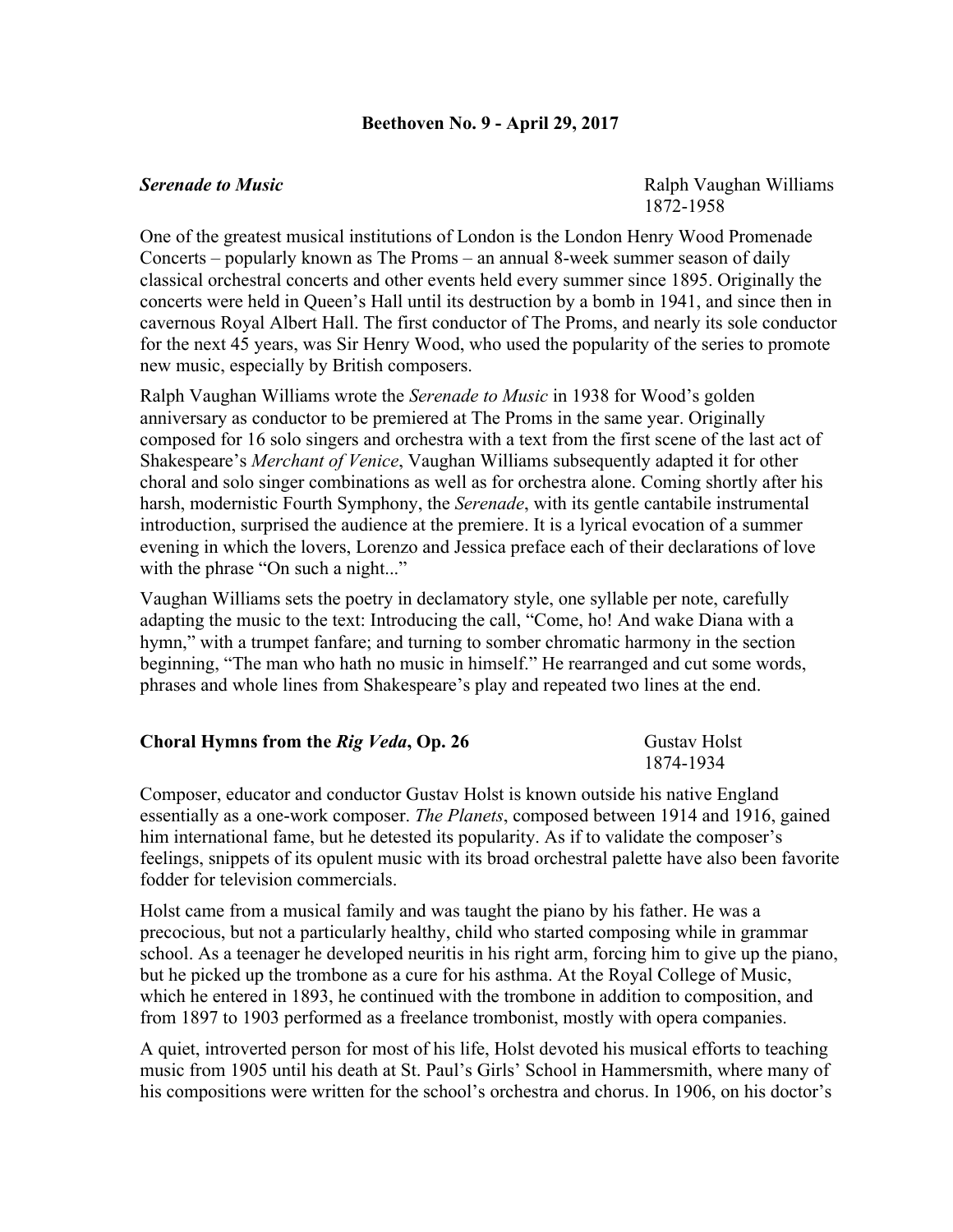# Beethoven No. 9 - April 29, 2017

***Serenade to Music*** — Ralph Vaughan Williams 1872-1958

One of the greatest musical institutions of London is the London Henry Wood Promenade Concerts – popularly known as The Proms – an annual 8-week summer season of daily classical orchestral concerts and other events held every summer since 1895. Originally the concerts were held in Queen's Hall until its destruction by a bomb in 1941, and since then in cavernous Royal Albert Hall. The first conductor of The Proms, and nearly its sole conductor for the next 45 years, was Sir Henry Wood, who used the popularity of the series to promote new music, especially by British composers.

Ralph Vaughan Williams wrote the *Serenade to Music* in 1938 for Wood's golden anniversary as conductor to be premiered at The Proms in the same year. Originally composed for 16 solo singers and orchestra with a text from the first scene of the last act of Shakespeare's *Merchant of Venice*, Vaughan Williams subsequently adapted it for other choral and solo singer combinations as well as for orchestra alone. Coming shortly after his harsh, modernistic Fourth Symphony, the *Serenade*, with its gentle cantabile instrumental introduction, surprised the audience at the premiere. It is a lyrical evocation of a summer evening in which the lovers, Lorenzo and Jessica preface each of their declarations of love with the phrase "On such a night..."

Vaughan Williams sets the poetry in declamatory style, one syllable per note, carefully adapting the music to the text: Introducing the call, "Come, ho! And wake Diana with a hymn," with a trumpet fanfare; and turning to somber chromatic harmony in the section beginning, "The man who hath no music in himself." He rearranged and cut some words, phrases and whole lines from Shakespeare's play and repeated two lines at the end.

**Choral Hymns from the *Rig Veda*, Op. 26** — Gustav Holst 1874-1934

Composer, educator and conductor Gustav Holst is known outside his native England essentially as a one-work composer. *The Planets*, composed between 1914 and 1916, gained him international fame, but he detested its popularity. As if to validate the composer's feelings, snippets of its opulent music with its broad orchestral palette have also been favorite fodder for television commercials.

Holst came from a musical family and was taught the piano by his father. He was a precocious, but not a particularly healthy, child who started composing while in grammar school. As a teenager he developed neuritis in his right arm, forcing him to give up the piano, but he picked up the trombone as a cure for his asthma. At the Royal College of Music, which he entered in 1893, he continued with the trombone in addition to composition, and from 1897 to 1903 performed as a freelance trombonist, mostly with opera companies.

A quiet, introverted person for most of his life, Holst devoted his musical efforts to teaching music from 1905 until his death at St. Paul's Girls' School in Hammersmith, where many of his compositions were written for the school's orchestra and chorus. In 1906, on his doctor's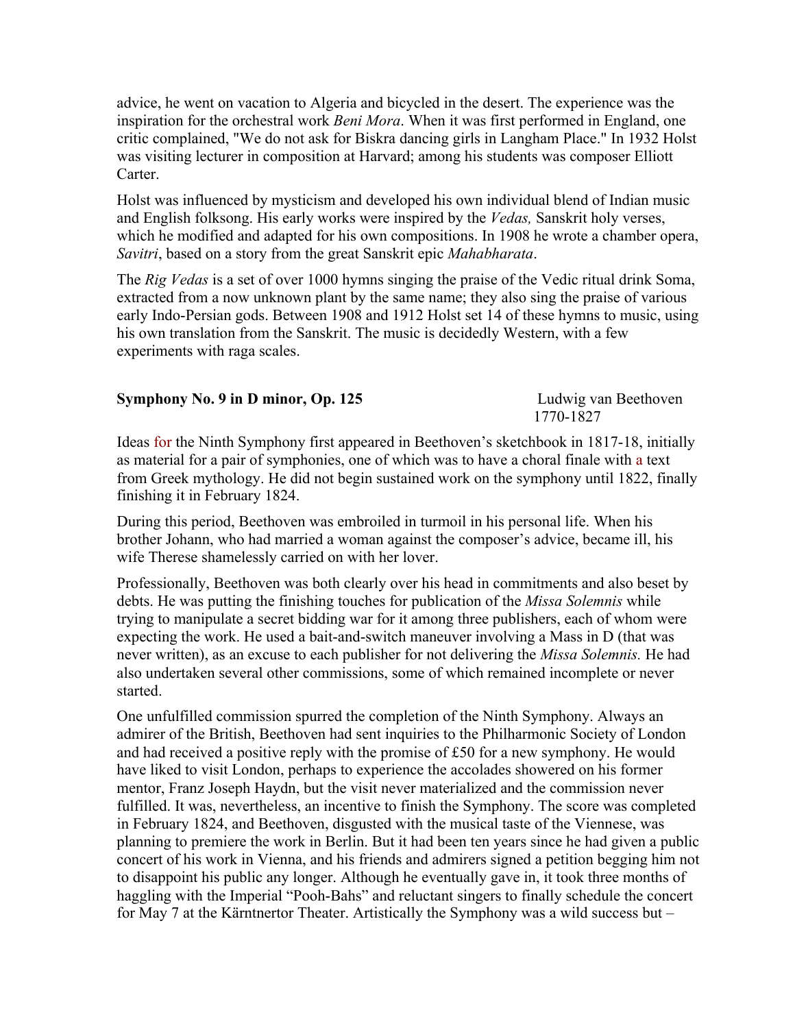advice, he went on vacation to Algeria and bicycled in the desert. The experience was the inspiration for the orchestral work *Beni Mora*. When it was first performed in England, one critic complained, "We do not ask for Biskra dancing girls in Langham Place." In 1932 Holst was visiting lecturer in composition at Harvard; among his students was composer Elliott Carter.

Holst was influenced by mysticism and developed his own individual blend of Indian music and English folksong. His early works were inspired by the *Vedas,* Sanskrit holy verses, which he modified and adapted for his own compositions. In 1908 he wrote a chamber opera, *Savitri*, based on a story from the great Sanskrit epic *Mahabharata*.

The *Rig Vedas* is a set of over 1000 hymns singing the praise of the Vedic ritual drink Soma, extracted from a now unknown plant by the same name; they also sing the praise of various early Indo-Persian gods. Between 1908 and 1912 Holst set 14 of these hymns to music, using his own translation from the Sanskrit. The music is decidedly Western, with a few experiments with raga scales.

**Symphony No. 9 in D minor, Op. 125** — Ludwig van Beethoven, 1770-1827

Ideas for the Ninth Symphony first appeared in Beethoven's sketchbook in 1817-18, initially as material for a pair of symphonies, one of which was to have a choral finale with a text from Greek mythology. He did not begin sustained work on the symphony until 1822, finally finishing it in February 1824.

During this period, Beethoven was embroiled in turmoil in his personal life. When his brother Johann, who had married a woman against the composer's advice, became ill, his wife Therese shamelessly carried on with her lover.

Professionally, Beethoven was both clearly over his head in commitments and also beset by debts. He was putting the finishing touches for publication of the *Missa Solemnis* while trying to manipulate a secret bidding war for it among three publishers, each of whom were expecting the work. He used a bait-and-switch maneuver involving a Mass in D (that was never written), as an excuse to each publisher for not delivering the *Missa Solemnis.* He had also undertaken several other commissions, some of which remained incomplete or never started.

One unfulfilled commission spurred the completion of the Ninth Symphony. Always an admirer of the British, Beethoven had sent inquiries to the Philharmonic Society of London and had received a positive reply with the promise of £50 for a new symphony. He would have liked to visit London, perhaps to experience the accolades showered on his former mentor, Franz Joseph Haydn, but the visit never materialized and the commission never fulfilled. It was, nevertheless, an incentive to finish the Symphony. The score was completed in February 1824, and Beethoven, disgusted with the musical taste of the Viennese, was planning to premiere the work in Berlin. But it had been ten years since he had given a public concert of his work in Vienna, and his friends and admirers signed a petition begging him not to disappoint his public any longer. Although he eventually gave in, it took three months of haggling with the Imperial "Pooh-Bahs" and reluctant singers to finally schedule the concert for May 7 at the Kärntnertor Theater. Artistically the Symphony was a wild success but –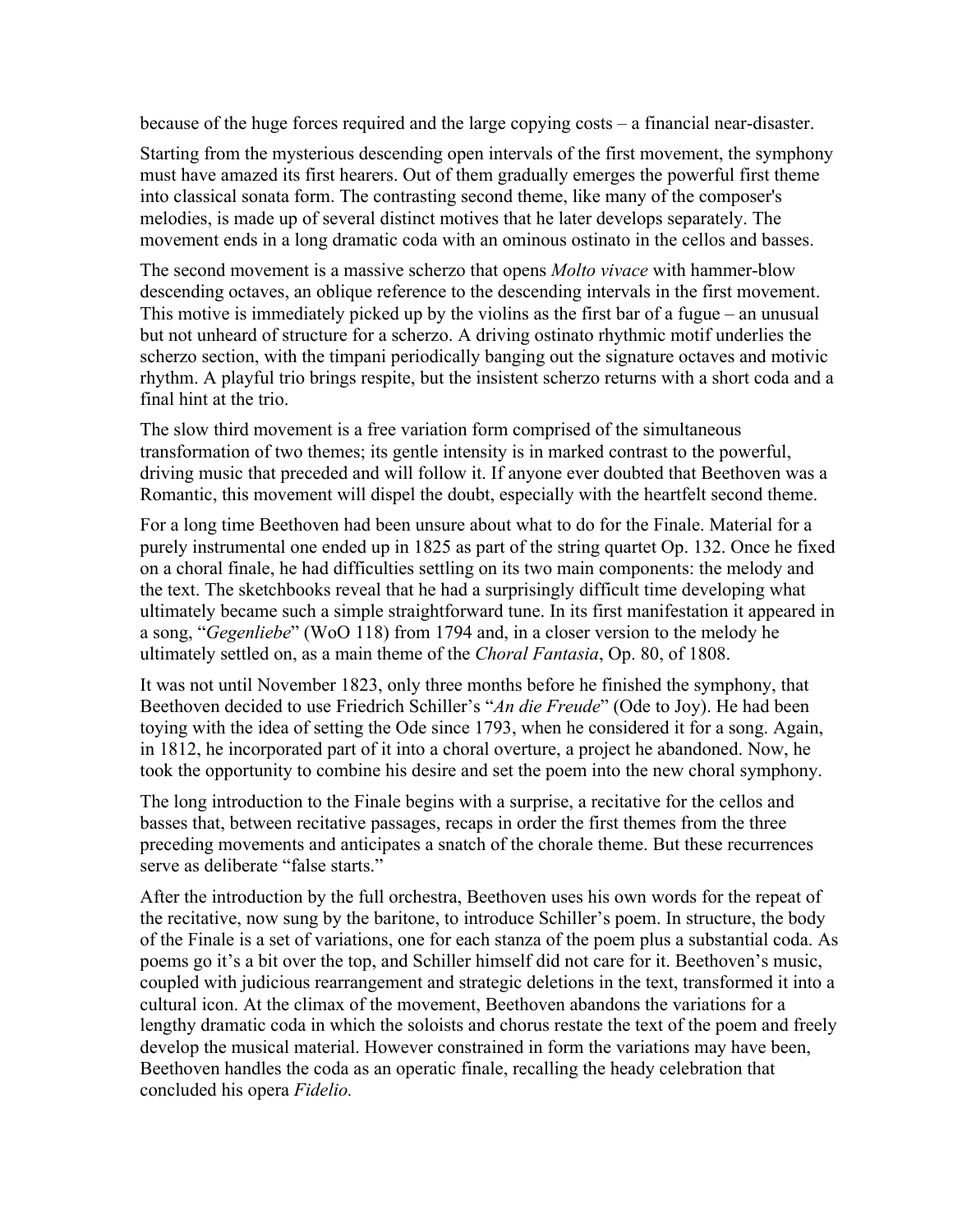because of the huge forces required and the large copying costs – a financial near-disaster.

Starting from the mysterious descending open intervals of the first movement, the symphony must have amazed its first hearers. Out of them gradually emerges the powerful first theme into classical sonata form. The contrasting second theme, like many of the composer's melodies, is made up of several distinct motives that he later develops separately. The movement ends in a long dramatic coda with an ominous ostinato in the cellos and basses.

The second movement is a massive scherzo that opens *Molto vivace* with hammer-blow descending octaves, an oblique reference to the descending intervals in the first movement. This motive is immediately picked up by the violins as the first bar of a fugue – an unusual but not unheard of structure for a scherzo. A driving ostinato rhythmic motif underlies the scherzo section, with the timpani periodically banging out the signature octaves and motivic rhythm. A playful trio brings respite, but the insistent scherzo returns with a short coda and a final hint at the trio.

The slow third movement is a free variation form comprised of the simultaneous transformation of two themes; its gentle intensity is in marked contrast to the powerful, driving music that preceded and will follow it. If anyone ever doubted that Beethoven was a Romantic, this movement will dispel the doubt, especially with the heartfelt second theme.

For a long time Beethoven had been unsure about what to do for the Finale. Material for a purely instrumental one ended up in 1825 as part of the string quartet Op. 132. Once he fixed on a choral finale, he had difficulties settling on its two main components: the melody and the text. The sketchbooks reveal that he had a surprisingly difficult time developing what ultimately became such a simple straightforward tune. In its first manifestation it appeared in a song, "*Gegenliebe*" (WoO 118) from 1794 and, in a closer version to the melody he ultimately settled on, as a main theme of the *Choral Fantasia*, Op. 80, of 1808.

It was not until November 1823, only three months before he finished the symphony, that Beethoven decided to use Friedrich Schiller's "*An die Freude*" (Ode to Joy). He had been toying with the idea of setting the Ode since 1793, when he considered it for a song. Again, in 1812, he incorporated part of it into a choral overture, a project he abandoned. Now, he took the opportunity to combine his desire and set the poem into the new choral symphony.

The long introduction to the Finale begins with a surprise, a recitative for the cellos and basses that, between recitative passages, recaps in order the first themes from the three preceding movements and anticipates a snatch of the chorale theme. But these recurrences serve as deliberate "false starts."

After the introduction by the full orchestra, Beethoven uses his own words for the repeat of the recitative, now sung by the baritone, to introduce Schiller's poem. In structure, the body of the Finale is a set of variations, one for each stanza of the poem plus a substantial coda. As poems go it's a bit over the top, and Schiller himself did not care for it. Beethoven's music, coupled with judicious rearrangement and strategic deletions in the text, transformed it into a cultural icon. At the climax of the movement, Beethoven abandons the variations for a lengthy dramatic coda in which the soloists and chorus restate the text of the poem and freely develop the musical material. However constrained in form the variations may have been, Beethoven handles the coda as an operatic finale, recalling the heady celebration that concluded his opera *Fidelio.*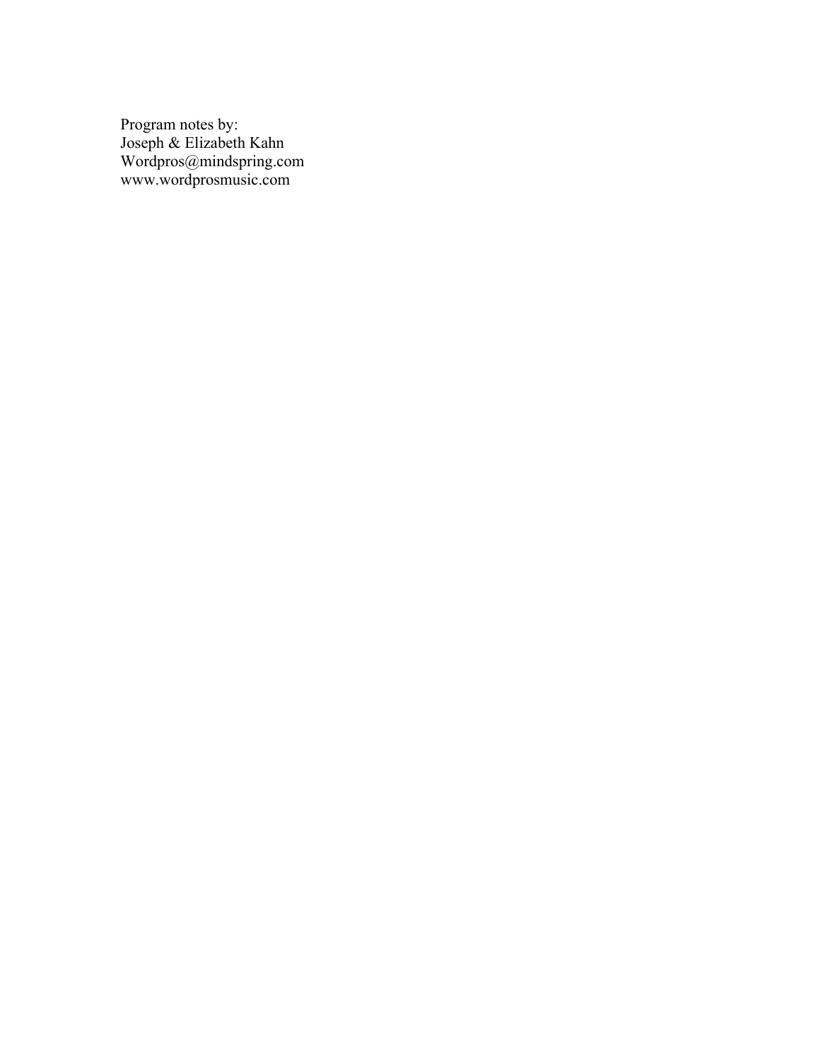Program notes by:
Joseph & Elizabeth Kahn
Wordpros@mindspring.com
www.wordprosmusic.com